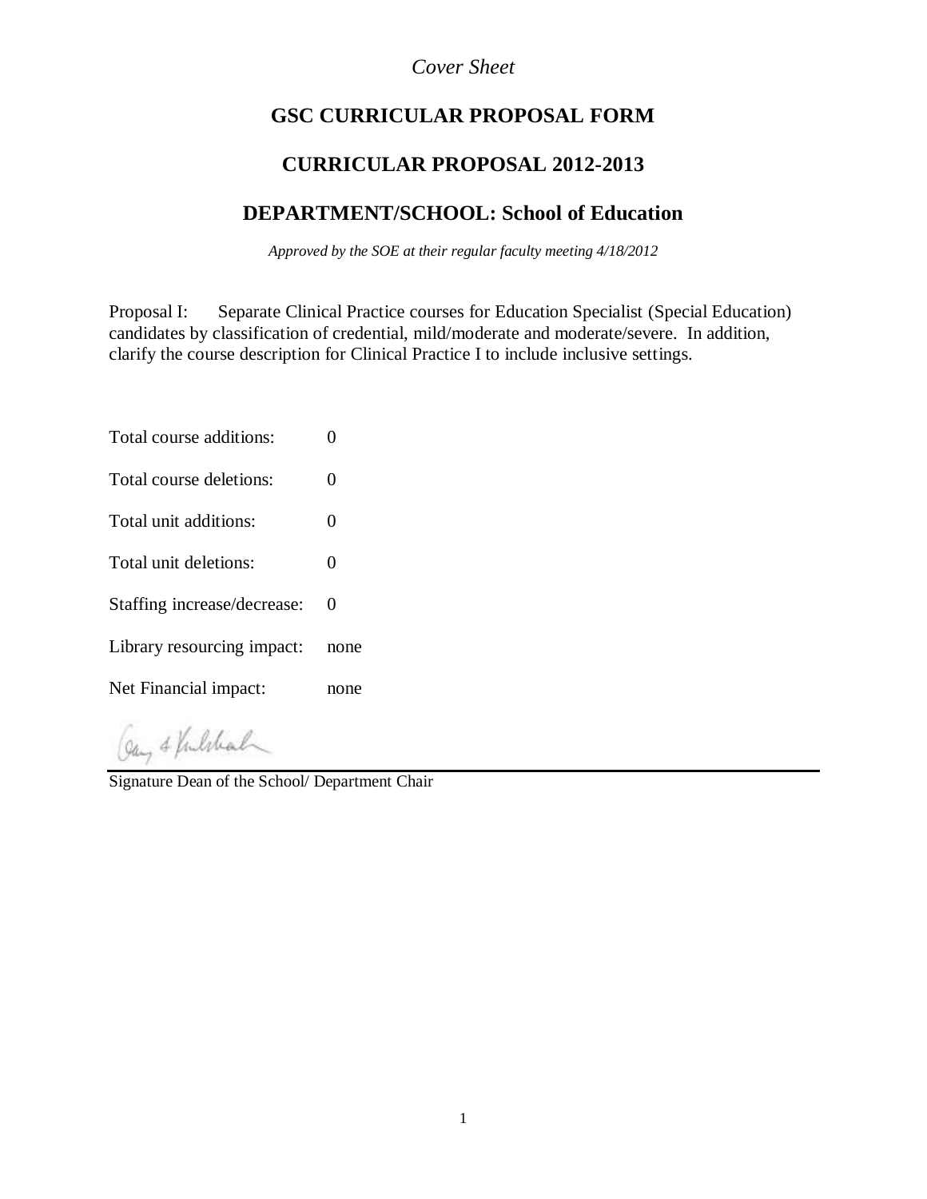*Cover Sheet*

# GSC CURRICULAR PROPOSAL FORM

## CURRICULAR PROPOSAL 2012-2013

## DEPARTMENT/SCHOOL: School of Education

*Approved by the SOE at their regular faculty meeting 4/18/2012*

Proposal I: Separate Clinical Practice courses for Education Specialist (Special Education) candidates by classification of credential, mild/moderate and moderate/severe. In addition, clarify the course description for Clinical Practice I to include inclusive settings.

| | |
|---|---|
| Total course additions: | 0 |
| Total course deletions: | 0 |
| Total unit additions: | 0 |
| Total unit deletions: | 0 |
| Staffing increase/decrease: | 0 |
| Library resourcing impact: | none |
| Net Financial impact: | none |

Signature Dean of the School/ Department Chair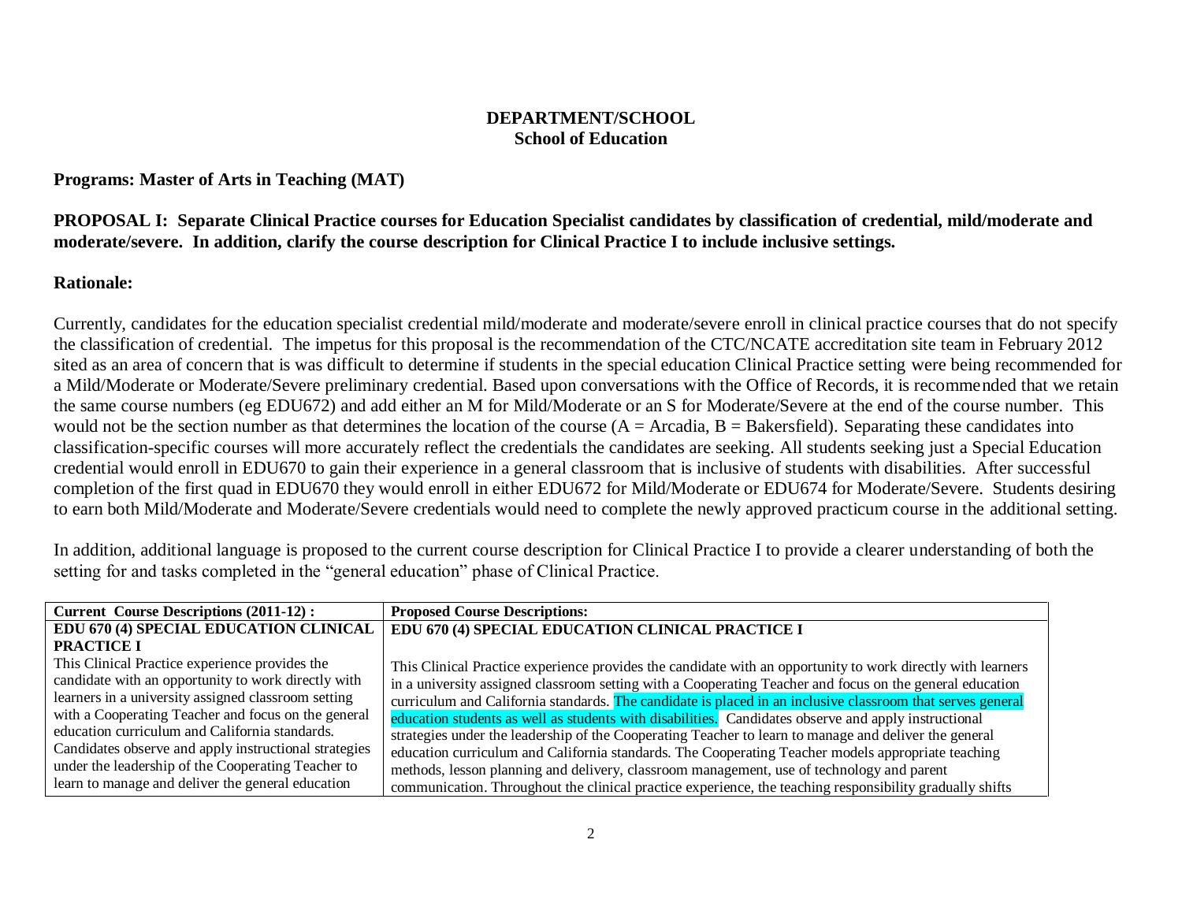**DEPARTMENT/SCHOOL**
**School of Education**

**Programs: Master of Arts in Teaching (MAT)**

**PROPOSAL I: Separate Clinical Practice courses for Education Specialist candidates by classification of credential, mild/moderate and moderate/severe. In addition, clarify the course description for Clinical Practice I to include inclusive settings.**

**Rationale:**

Currently, candidates for the education specialist credential mild/moderate and moderate/severe enroll in clinical practice courses that do not specify the classification of credential. The impetus for this proposal is the recommendation of the CTC/NCATE accreditation site team in February 2012 sited as an area of concern that is was difficult to determine if students in the special education Clinical Practice setting were being recommended for a Mild/Moderate or Moderate/Severe preliminary credential. Based upon conversations with the Office of Records, it is recommended that we retain the same course numbers (eg EDU672) and add either an M for Mild/Moderate or an S for Moderate/Severe at the end of the course number. This would not be the section number as that determines the location of the course (A = Arcadia, B = Bakersfield). Separating these candidates into classification-specific courses will more accurately reflect the credentials the candidates are seeking. All students seeking just a Special Education credential would enroll in EDU670 to gain their experience in a general classroom that is inclusive of students with disabilities. After successful completion of the first quad in EDU670 they would enroll in either EDU672 for Mild/Moderate or EDU674 for Moderate/Severe. Students desiring to earn both Mild/Moderate and Moderate/Severe credentials would need to complete the newly approved practicum course in the additional setting.

In addition, additional language is proposed to the current course description for Clinical Practice I to provide a clearer understanding of both the setting for and tasks completed in the "general education" phase of Clinical Practice.

| Current Course Descriptions (2011-12) : | Proposed Course Descriptions: |
|---|---|
| **EDU 670 (4) SPECIAL EDUCATION CLINICAL PRACTICE I** | **EDU 670 (4) SPECIAL EDUCATION CLINICAL PRACTICE I** |
| This Clinical Practice experience provides the candidate with an opportunity to work directly with learners in a university assigned classroom setting with a Cooperating Teacher and focus on the general education curriculum and California standards. Candidates observe and apply instructional strategies under the leadership of the Cooperating Teacher to learn to manage and deliver the general education | This Clinical Practice experience provides the candidate with an opportunity to work directly with learners in a university assigned classroom setting with a Cooperating Teacher and focus on the general education curriculum and California standards. The candidate is placed in an inclusive classroom that serves general education students as well as students with disabilities. Candidates observe and apply instructional strategies under the leadership of the Cooperating Teacher to learn to manage and deliver the general education curriculum and California standards. The Cooperating Teacher models appropriate teaching methods, lesson planning and delivery, classroom management, use of technology and parent communication. Throughout the clinical practice experience, the teaching responsibility gradually shifts |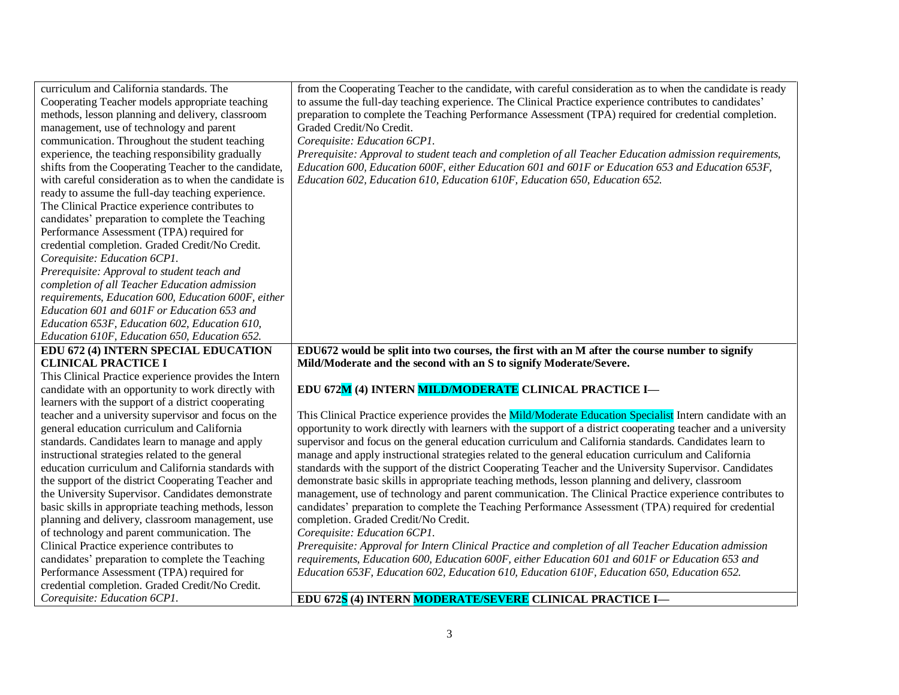| | |
|---|---|
| curriculum and California standards. The Cooperating Teacher models appropriate teaching methods, lesson planning and delivery, classroom management, use of technology and parent communication. Throughout the student teaching experience, the teaching responsibility gradually shifts from the Cooperating Teacher to the candidate, with careful consideration as to when the candidate is ready to assume the full-day teaching experience. The Clinical Practice experience contributes to candidates' preparation to complete the Teaching Performance Assessment (TPA) required for credential completion. Graded Credit/No Credit. *Corequisite: Education 6CP1.* *Prerequisite: Approval to student teach and completion of all Teacher Education admission requirements, Education 600, Education 600F, either Education 601 and 601F or Education 653 and Education 653F, Education 602, Education 610, Education 610F, Education 650, Education 652.* | from the Cooperating Teacher to the candidate, with careful consideration as to when the candidate is ready to assume the full-day teaching experience. The Clinical Practice experience contributes to candidates' preparation to complete the Teaching Performance Assessment (TPA) required for credential completion. Graded Credit/No Credit. *Corequisite: Education 6CP1.* *Prerequisite: Approval to student teach and completion of all Teacher Education admission requirements, Education 600, Education 600F, either Education 601 and 601F or Education 653 and Education 653F, Education 602, Education 610, Education 610F, Education 650, Education 652.* |
| **EDU 672 (4) INTERN SPECIAL EDUCATION CLINICAL PRACTICE I** This Clinical Practice experience provides the Intern candidate with an opportunity to work directly with learners with the support of a district cooperating teacher and a university supervisor and focus on the general education curriculum and California standards. Candidates learn to manage and apply instructional strategies related to the general education curriculum and California standards with the support of the district Cooperating Teacher and the University Supervisor. Candidates demonstrate basic skills in appropriate teaching methods, lesson planning and delivery, classroom management, use of technology and parent communication. The Clinical Practice experience contributes to candidates' preparation to complete the Teaching Performance Assessment (TPA) required for credential completion. Graded Credit/No Credit. *Corequisite: Education 6CP1.* | **EDU672 would be split into two courses, the first with an M after the course number to signify Mild/Moderate and the second with an S to signify Moderate/Severe.** **EDU 672M (4) INTERN MILD/MODERATE CLINICAL PRACTICE I—** This Clinical Practice experience provides the Mild/Moderate Education Specialist Intern candidate with an opportunity to work directly with learners with the support of a district cooperating teacher and a university supervisor and focus on the general education curriculum and California standards. Candidates learn to manage and apply instructional strategies related to the general education curriculum and California standards with the support of the district Cooperating Teacher and the University Supervisor. Candidates demonstrate basic skills in appropriate teaching methods, lesson planning and delivery, classroom management, use of technology and parent communication. The Clinical Practice experience contributes to candidates' preparation to complete the Teaching Performance Assessment (TPA) required for credential completion. Graded Credit/No Credit. *Corequisite: Education 6CP1.* *Prerequisite: Approval for Intern Clinical Practice and completion of all Teacher Education admission requirements, Education 600, Education 600F, either Education 601 and 601F or Education 653 and Education 653F, Education 602, Education 610, Education 610F, Education 650, Education 652.* |
| | **EDU 672S (4) INTERN MODERATE/SEVERE CLINICAL PRACTICE I—** |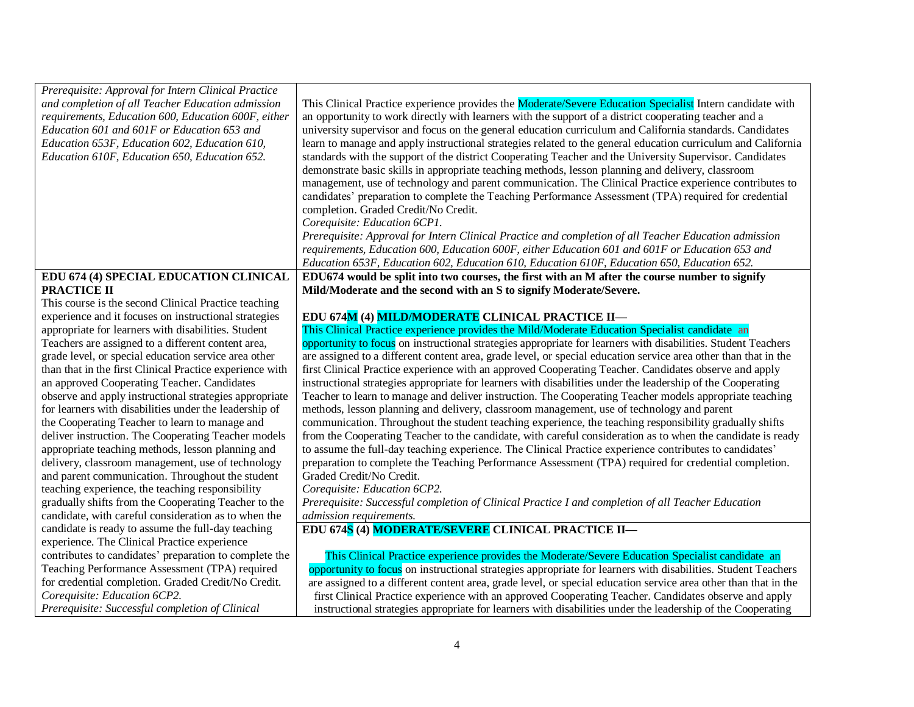| | |
|---|---|
| *Prerequisite: Approval for Intern Clinical Practice and completion of all Teacher Education admission requirements, Education 600, Education 600F, either Education 601 and 601F or Education 653 and Education 653F, Education 602, Education 610, Education 610F, Education 650, Education 652.* | This Clinical Practice experience provides the Moderate/Severe Education Specialist Intern candidate with an opportunity to work directly with learners with the support of a district cooperating teacher and a university supervisor and focus on the general education curriculum and California standards. Candidates learn to manage and apply instructional strategies related to the general education curriculum and California standards with the support of the district Cooperating Teacher and the University Supervisor. Candidates demonstrate basic skills in appropriate teaching methods, lesson planning and delivery, classroom management, use of technology and parent communication. The Clinical Practice experience contributes to candidates' preparation to complete the Teaching Performance Assessment (TPA) required for credential completion. Graded Credit/No Credit. *Corequisite: Education 6CP1.* *Prerequisite: Approval for Intern Clinical Practice and completion of all Teacher Education admission requirements, Education 600, Education 600F, either Education 601 and 601F or Education 653 and Education 653F, Education 602, Education 610, Education 610F, Education 650, Education 652.* |
| **EDU 674 (4) SPECIAL EDUCATION CLINICAL PRACTICE II** This course is the second Clinical Practice teaching experience and it focuses on instructional strategies appropriate for learners with disabilities. Student Teachers are assigned to a different content area, grade level, or special education service area other than that in the first Clinical Practice experience with an approved Cooperating Teacher. Candidates observe and apply instructional strategies appropriate for learners with disabilities under the leadership of the Cooperating Teacher to learn to manage and deliver instruction. The Cooperating Teacher models appropriate teaching methods, lesson planning and delivery, classroom management, use of technology and parent communication. Throughout the student teaching experience, the teaching responsibility gradually shifts from the Cooperating Teacher to the candidate, with careful consideration as to when the candidate is ready to assume the full-day teaching experience. The Clinical Practice experience contributes to candidates' preparation to complete the Teaching Performance Assessment (TPA) required for credential completion. Graded Credit/No Credit. *Corequisite: Education 6CP2.* *Prerequisite: Successful completion of Clinical* | **EDU674 would be split into two courses, the first with an M after the course number to signify Mild/Moderate and the second with an S to signify Moderate/Severe.** **EDU 674M (4) MILD/MODERATE CLINICAL PRACTICE II—** This Clinical Practice experience provides the Mild/Moderate Education Specialist candidate an opportunity to focus on instructional strategies appropriate for learners with disabilities. Student Teachers are assigned to a different content area, grade level, or special education service area other than that in the first Clinical Practice experience with an approved Cooperating Teacher. Candidates observe and apply instructional strategies appropriate for learners with disabilities under the leadership of the Cooperating Teacher to learn to manage and deliver instruction. The Cooperating Teacher models appropriate teaching methods, lesson planning and delivery, classroom management, use of technology and parent communication. Throughout the student teaching experience, the teaching responsibility gradually shifts from the Cooperating Teacher to the candidate, with careful consideration as to when the candidate is ready to assume the full-day teaching experience. The Clinical Practice experience contributes to candidates' preparation to complete the Teaching Performance Assessment (TPA) required for credential completion. Graded Credit/No Credit. *Corequisite: Education 6CP2.* *Prerequisite: Successful completion of Clinical Practice I and completion of all Teacher Education admission requirements.* |
| | **EDU 674S (4) MODERATE/SEVERE CLINICAL PRACTICE II—** This Clinical Practice experience provides the Moderate/Severe Education Specialist candidate an opportunity to focus on instructional strategies appropriate for learners with disabilities. Student Teachers are assigned to a different content area, grade level, or special education service area other than that in the first Clinical Practice experience with an approved Cooperating Teacher. Candidates observe and apply instructional strategies appropriate for learners with disabilities under the leadership of the Cooperating |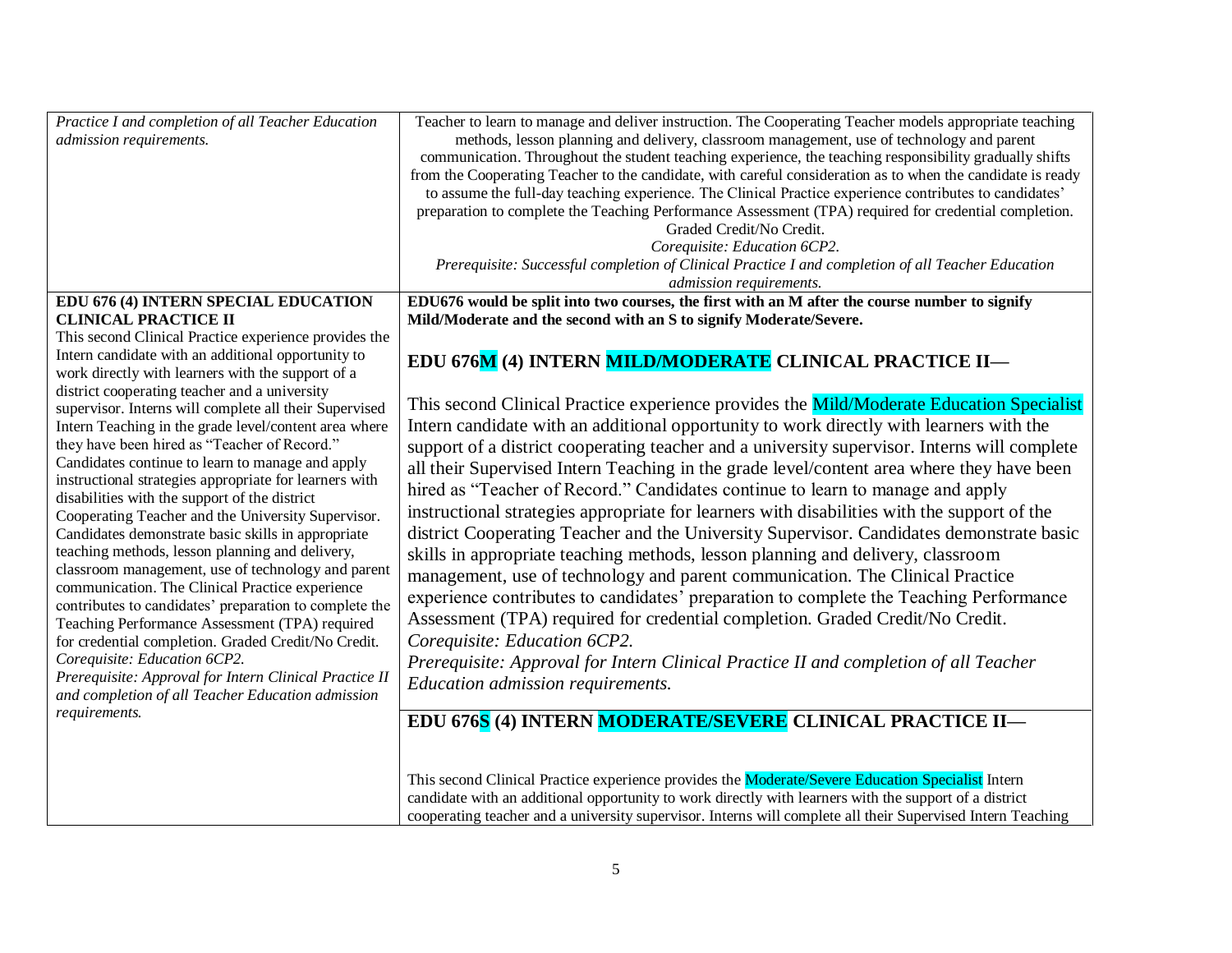| | |
|---|---|
| *Practice I and completion of all Teacher Education admission requirements.* | Teacher to learn to manage and deliver instruction. The Cooperating Teacher models appropriate teaching methods, lesson planning and delivery, classroom management, use of technology and parent communication. Throughout the student teaching experience, the teaching responsibility gradually shifts from the Cooperating Teacher to the candidate, with careful consideration as to when the candidate is ready to assume the full-day teaching experience. The Clinical Practice experience contributes to candidates' preparation to complete the Teaching Performance Assessment (TPA) required for credential completion. Graded Credit/No Credit. *Corequisite: Education 6CP2.* *Prerequisite: Successful completion of Clinical Practice I and completion of all Teacher Education admission requirements.* |
| **EDU 676 (4) INTERN SPECIAL EDUCATION CLINICAL PRACTICE II** This second Clinical Practice experience provides the Intern candidate with an additional opportunity to work directly with learners with the support of a district cooperating teacher and a university supervisor. Interns will complete all their Supervised Intern Teaching in the grade level/content area where they have been hired as "Teacher of Record." Candidates continue to learn to manage and apply instructional strategies appropriate for learners with disabilities with the support of the district Cooperating Teacher and the University Supervisor. Candidates demonstrate basic skills in appropriate teaching methods, lesson planning and delivery, classroom management, use of technology and parent communication. The Clinical Practice experience contributes to candidates' preparation to complete the Teaching Performance Assessment (TPA) required for credential completion. Graded Credit/No Credit. *Corequisite: Education 6CP2.* *Prerequisite: Approval for Intern Clinical Practice II and completion of all Teacher Education admission requirements.* | **EDU676 would be split into two courses, the first with an M after the course number to signify Mild/Moderate and the second with an S to signify Moderate/Severe.** **EDU 676M (4) INTERN MILD/MODERATE CLINICAL PRACTICE II—** This second Clinical Practice experience provides the Mild/Moderate Education Specialist Intern candidate with an additional opportunity to work directly with learners with the support of a district cooperating teacher and a university supervisor. Interns will complete all their Supervised Intern Teaching in the grade level/content area where they have been hired as "Teacher of Record." Candidates continue to learn to manage and apply instructional strategies appropriate for learners with disabilities with the support of the district Cooperating Teacher and the University Supervisor. Candidates demonstrate basic skills in appropriate teaching methods, lesson planning and delivery, classroom management, use of technology and parent communication. The Clinical Practice experience contributes to candidates' preparation to complete the Teaching Performance Assessment (TPA) required for credential completion. Graded Credit/No Credit. *Corequisite: Education 6CP2.* *Prerequisite: Approval for Intern Clinical Practice II and completion of all Teacher Education admission requirements.* |
| | **EDU 676S (4) INTERN MODERATE/SEVERE CLINICAL PRACTICE II—** This second Clinical Practice experience provides the Moderate/Severe Education Specialist Intern candidate with an additional opportunity to work directly with learners with the support of a district cooperating teacher and a university supervisor. Interns will complete all their Supervised Intern Teaching |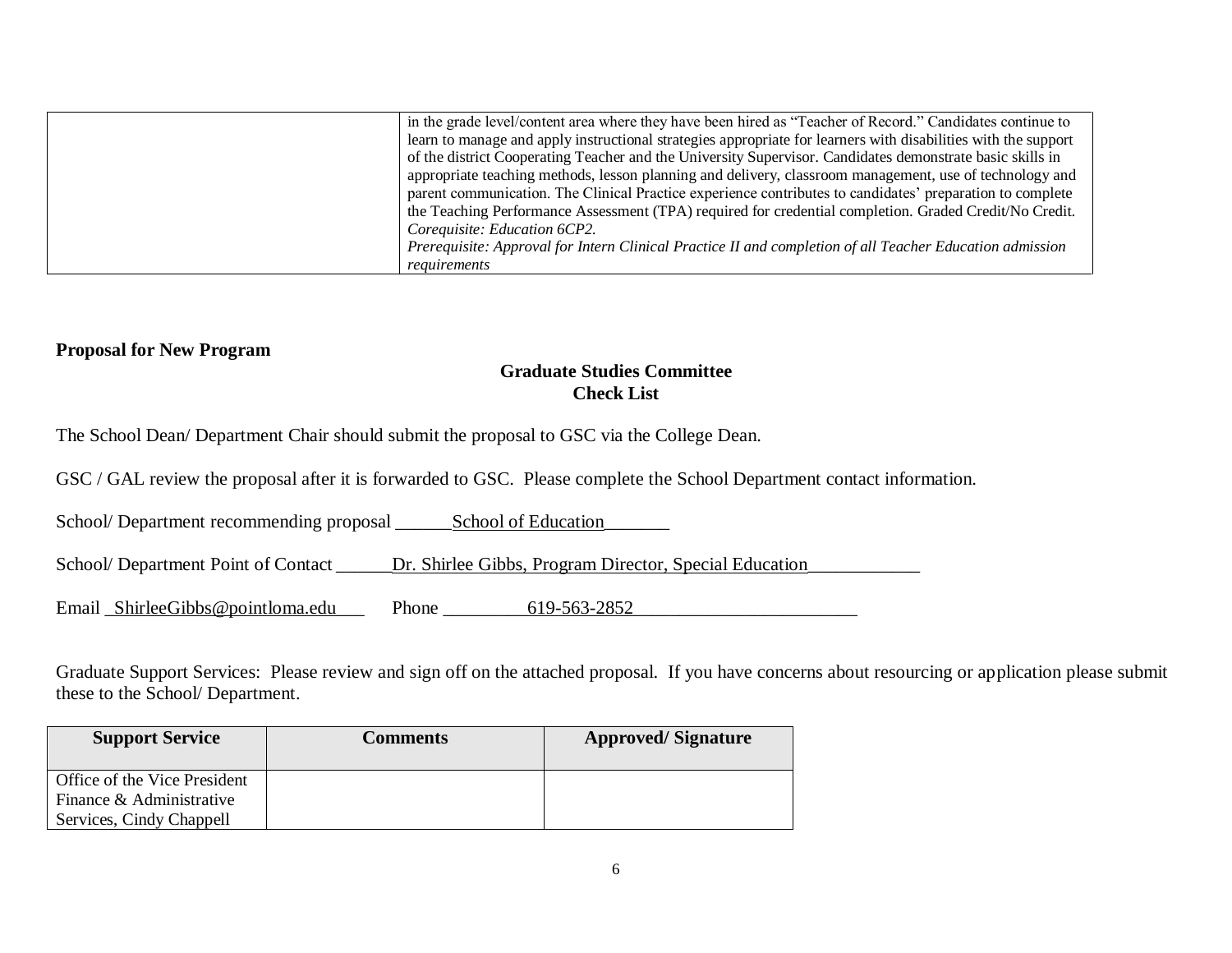| | |
|---|---|
| | in the grade level/content area where they have been hired as "Teacher of Record." Candidates continue to learn to manage and apply instructional strategies appropriate for learners with disabilities with the support of the district Cooperating Teacher and the University Supervisor. Candidates demonstrate basic skills in appropriate teaching methods, lesson planning and delivery, classroom management, use of technology and parent communication. The Clinical Practice experience contributes to candidates' preparation to complete the Teaching Performance Assessment (TPA) required for credential completion. Graded Credit/No Credit. *Corequisite: Education 6CP2.* *Prerequisite: Approval for Intern Clinical Practice II and completion of all Teacher Education admission requirements* |

**Proposal for New Program**

**Graduate Studies Committee**
**Check List**

The School Dean/ Department Chair should submit the proposal to GSC via the College Dean.

GSC / GAL review the proposal after it is forwarded to GSC. Please complete the School Department contact information.

School/ Department recommending proposal ______School of Education_______

School/ Department Point of Contact ______Dr. Shirlee Gibbs, Program Director, Special Education____________

Email _ShirleeGibbs@pointloma.edu___ Phone _________619-563-2852________________________

Graduate Support Services: Please review and sign off on the attached proposal. If you have concerns about resourcing or application please submit these to the School/ Department.

| Support Service | Comments | Approved/ Signature |
|---|---|---|
| Office of the Vice President Finance & Administrative Services, Cindy Chappell | | |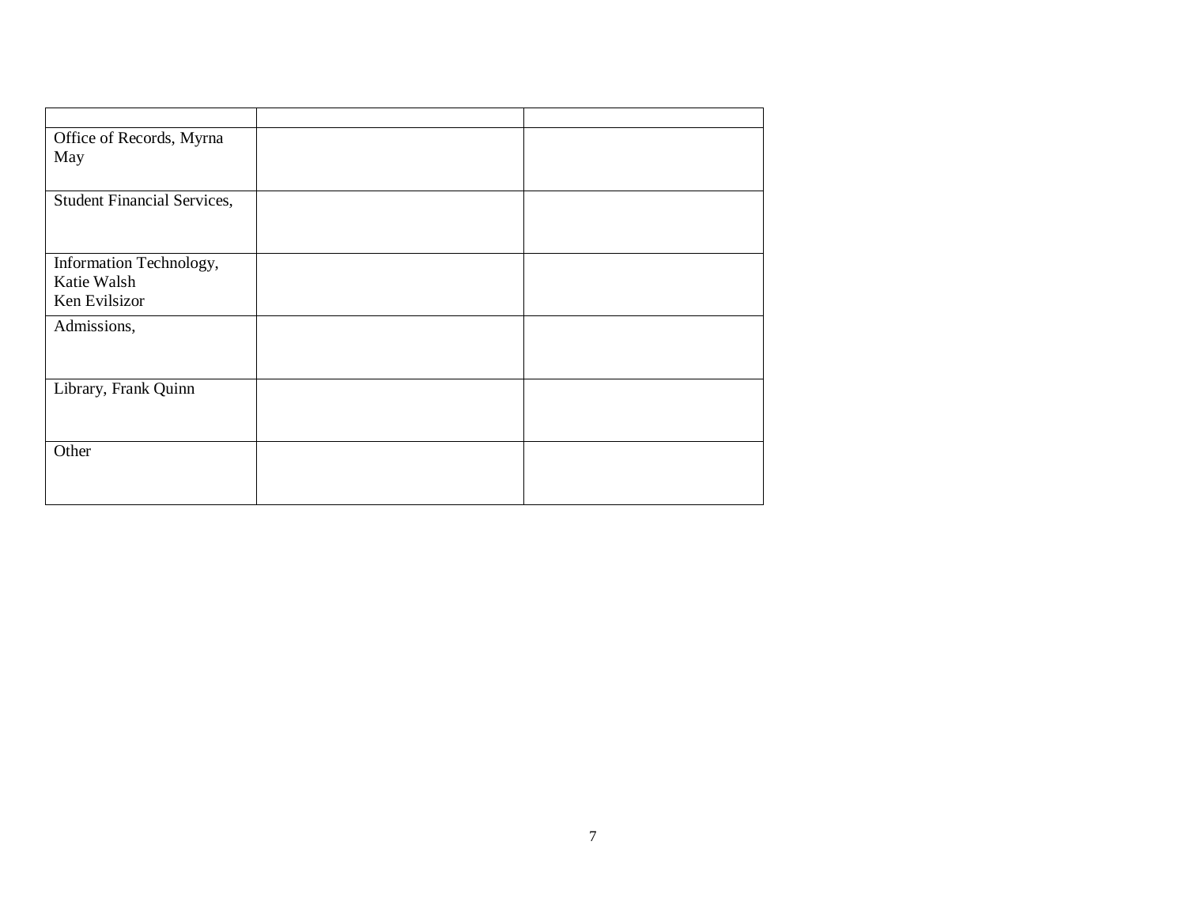| | | |
|---|---|---|
| Office of Records, Myrna May | | |
| Student Financial Services, | | |
| Information Technology, Katie Walsh Ken Evilsizor | | |
| Admissions, | | |
| Library, Frank Quinn | | |
| Other | | |